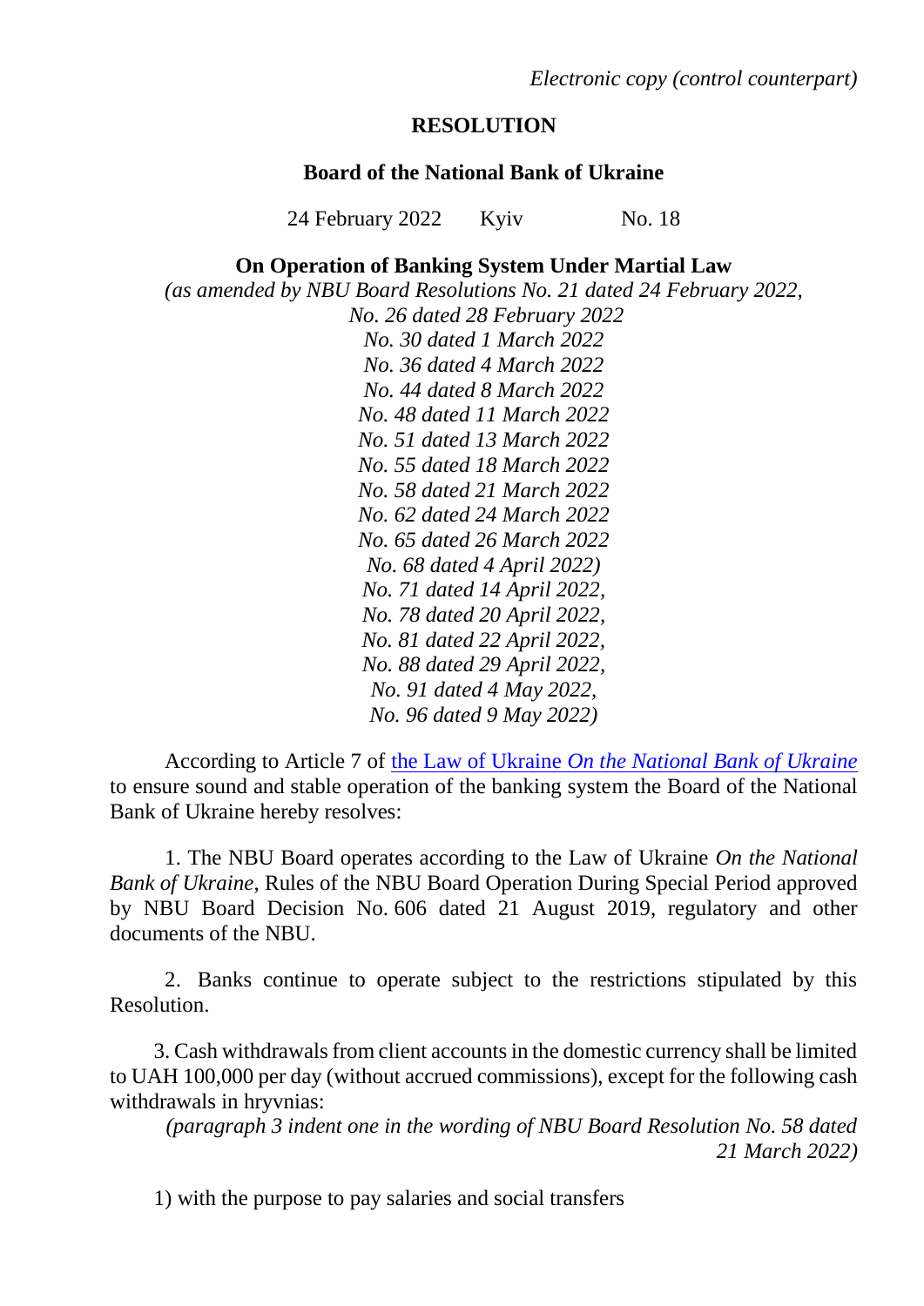*Electronic copy (control counterpart)*

# RESOLUTION

## Board of the National Bank of Ukraine

24 February 2022 Kyiv No. 18

### On Operation of Banking System Under Martial Law

*(as amended by NBU Board Resolutions No. 21 dated 24 February 2022,*
*No. 26 dated 28 February 2022*
*No. 30 dated 1 March 2022*
*No. 36 dated 4 March 2022*
*No. 44 dated 8 March 2022*
*No. 48 dated 11 March 2022*
*No. 51 dated 13 March 2022*
*No. 55 dated 18 March 2022*
*No. 58 dated 21 March 2022*
*No. 62 dated 24 March 2022*
*No. 65 dated 26 March 2022*
*No. 68 dated 4 April 2022)*
*No. 71 dated 14 April 2022,*
*No. 78 dated 20 April 2022,*
*No. 81 dated 22 April 2022,*
*No. 88 dated 29 April 2022,*
*No. 91 dated 4 May 2022,*
*No. 96 dated 9 May 2022)*

According to Article 7 of the Law of Ukraine *On the National Bank of Ukraine* to ensure sound and stable operation of the banking system the Board of the National Bank of Ukraine hereby resolves:

1. The NBU Board operates according to the Law of Ukraine *On the National Bank of Ukraine*, Rules of the NBU Board Operation During Special Period approved by NBU Board Decision No. 606 dated 21 August 2019, regulatory and other documents of the NBU.

2. Banks continue to operate subject to the restrictions stipulated by this Resolution.

3. Cash withdrawals from client accounts in the domestic currency shall be limited to UAH 100,000 per day (without accrued commissions), except for the following cash withdrawals in hryvnias:

*(paragraph 3 indent one in the wording of NBU Board Resolution No. 58 dated 21 March 2022)*

1) with the purpose to pay salaries and social transfers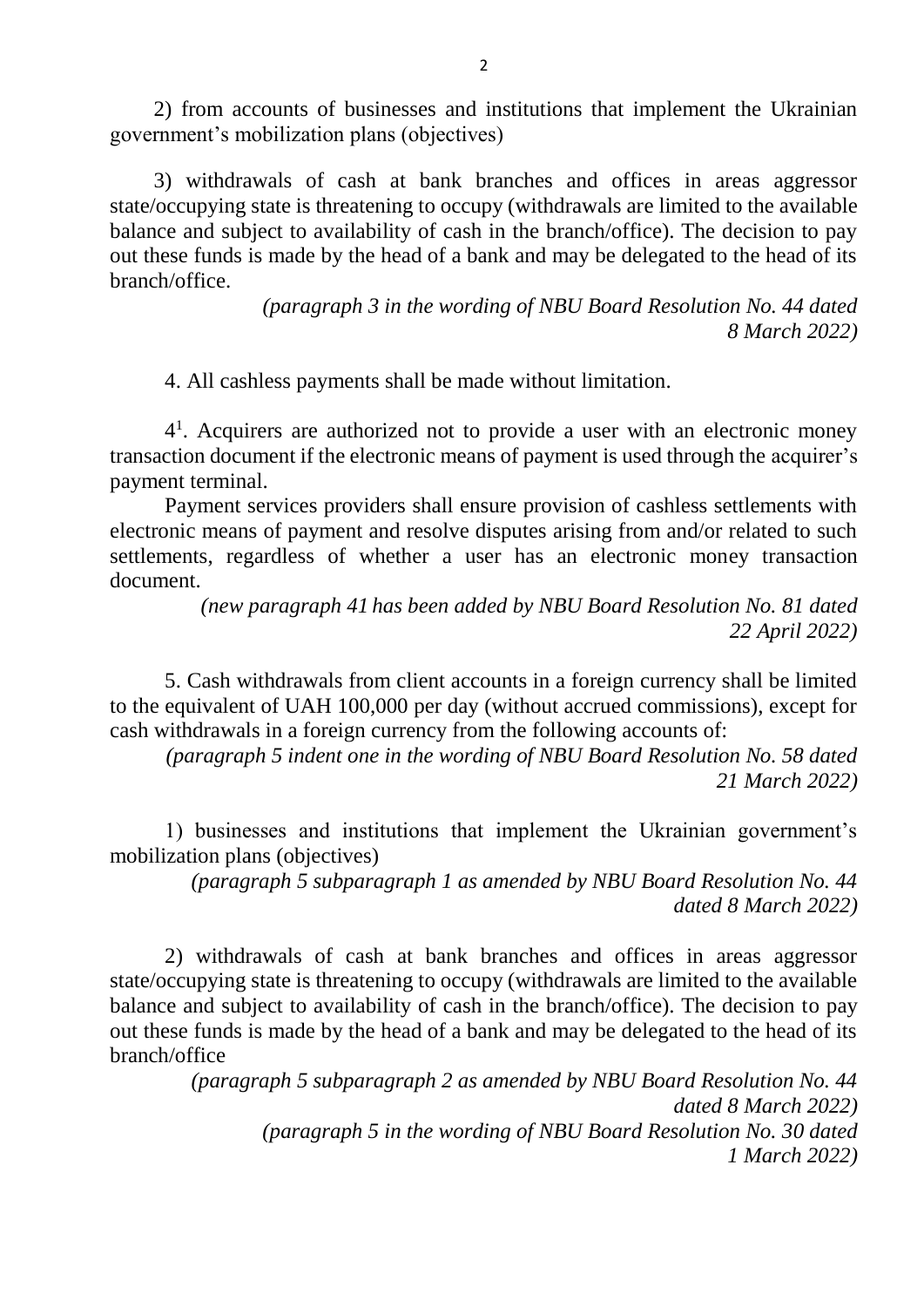2) from accounts of businesses and institutions that implement the Ukrainian government's mobilization plans (objectives)

3) withdrawals of cash at bank branches and offices in areas aggressor state/occupying state is threatening to occupy (withdrawals are limited to the available balance and subject to availability of cash in the branch/office). The decision to pay out these funds is made by the head of a bank and may be delegated to the head of its branch/office.

*(paragraph 3 in the wording of NBU Board Resolution No. 44 dated 8 March 2022)*

4. All cashless payments shall be made without limitation.

4[1]. Acquirers are authorized not to provide a user with an electronic money transaction document if the electronic means of payment is used through the acquirer's payment terminal.

Payment services providers shall ensure provision of cashless settlements with electronic means of payment and resolve disputes arising from and/or related to such settlements, regardless of whether a user has an electronic money transaction document.

*(new paragraph 41 has been added by NBU Board Resolution No. 81 dated 22 April 2022)*

5. Cash withdrawals from client accounts in a foreign currency shall be limited to the equivalent of UAH 100,000 per day (without accrued commissions), except for cash withdrawals in a foreign currency from the following accounts of:

*(paragraph 5 indent one in the wording of NBU Board Resolution No. 58 dated 21 March 2022)*

1) businesses and institutions that implement the Ukrainian government's mobilization plans (objectives)

*(paragraph 5 subparagraph 1 as amended by NBU Board Resolution No. 44 dated 8 March 2022)*

2) withdrawals of cash at bank branches and offices in areas aggressor state/occupying state is threatening to occupy (withdrawals are limited to the available balance and subject to availability of cash in the branch/office). The decision to pay out these funds is made by the head of a bank and may be delegated to the head of its branch/office

*(paragraph 5 subparagraph 2 as amended by NBU Board Resolution No. 44 dated 8 March 2022)*

*(paragraph 5 in the wording of NBU Board Resolution No. 30 dated 1 March 2022)*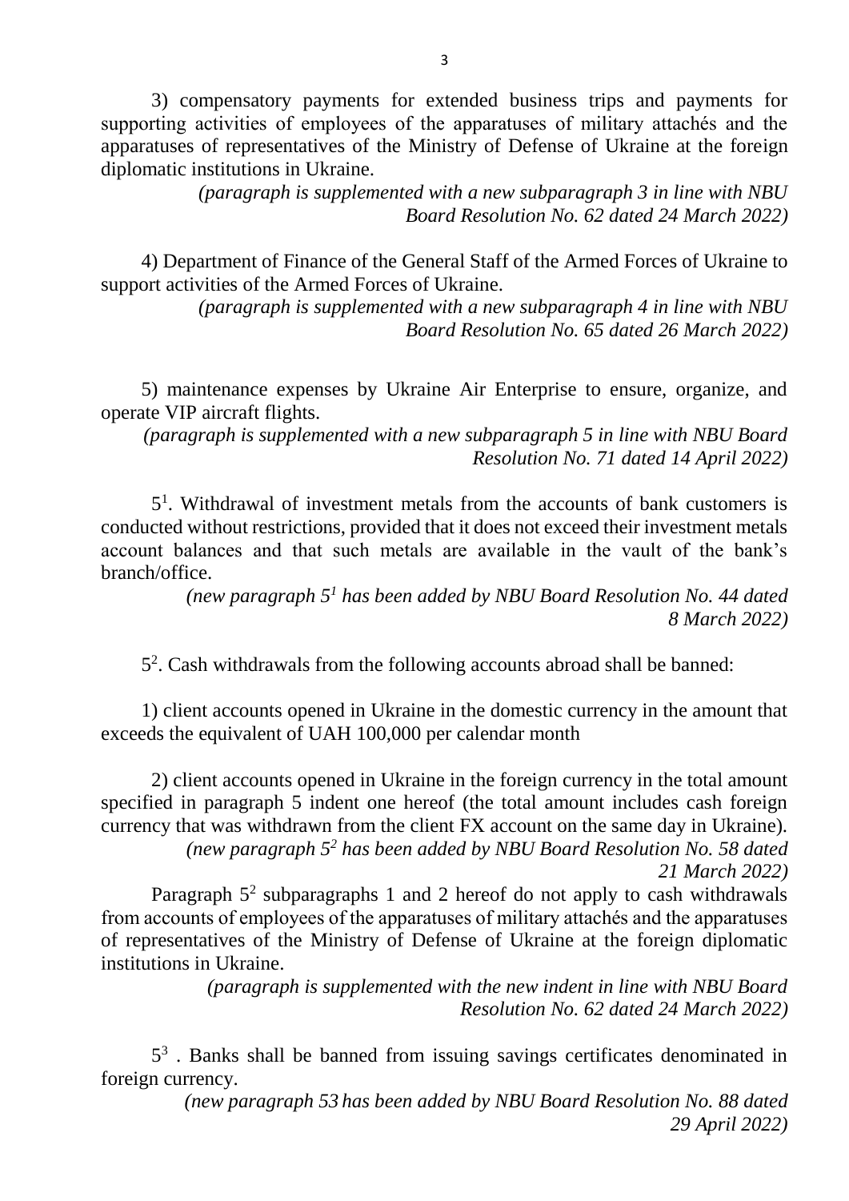3) compensatory payments for extended business trips and payments for supporting activities of employees of the apparatuses of military attachés and the apparatuses of representatives of the Ministry of Defense of Ukraine at the foreign diplomatic institutions in Ukraine.

*(paragraph is supplemented with a new subparagraph 3 in line with NBU Board Resolution No. 62 dated 24 March 2022)*

4) Department of Finance of the General Staff of the Armed Forces of Ukraine to support activities of the Armed Forces of Ukraine.

*(paragraph is supplemented with a new subparagraph 4 in line with NBU Board Resolution No. 65 dated 26 March 2022)*

5) maintenance expenses by Ukraine Air Enterprise to ensure, organize, and operate VIP aircraft flights.

*(paragraph is supplemented with a new subparagraph 5 in line with NBU Board Resolution No. 71 dated 14 April 2022)*

$5^1$. Withdrawal of investment metals from the accounts of bank customers is conducted without restrictions, provided that it does not exceed their investment metals account balances and that such metals are available in the vault of the bank's branch/office.

*(new paragraph $5^1$ has been added by NBU Board Resolution No. 44 dated 8 March 2022)*

$5^2$. Cash withdrawals from the following accounts abroad shall be banned:

1) client accounts opened in Ukraine in the domestic currency in the amount that exceeds the equivalent of UAH 100,000 per calendar month

2) client accounts opened in Ukraine in the foreign currency in the total amount specified in paragraph 5 indent one hereof (the total amount includes cash foreign currency that was withdrawn from the client FX account on the same day in Ukraine).

*(new paragraph $5^2$ has been added by NBU Board Resolution No. 58 dated 21 March 2022)*

Paragraph $5^2$ subparagraphs 1 and 2 hereof do not apply to cash withdrawals from accounts of employees of the apparatuses of military attachés and the apparatuses of representatives of the Ministry of Defense of Ukraine at the foreign diplomatic institutions in Ukraine.

*(paragraph is supplemented with the new indent in line with NBU Board Resolution No. 62 dated 24 March 2022)*

$5^3$ . Banks shall be banned from issuing savings certificates denominated in foreign currency.

*(new paragraph 53 has been added by NBU Board Resolution No. 88 dated 29 April 2022)*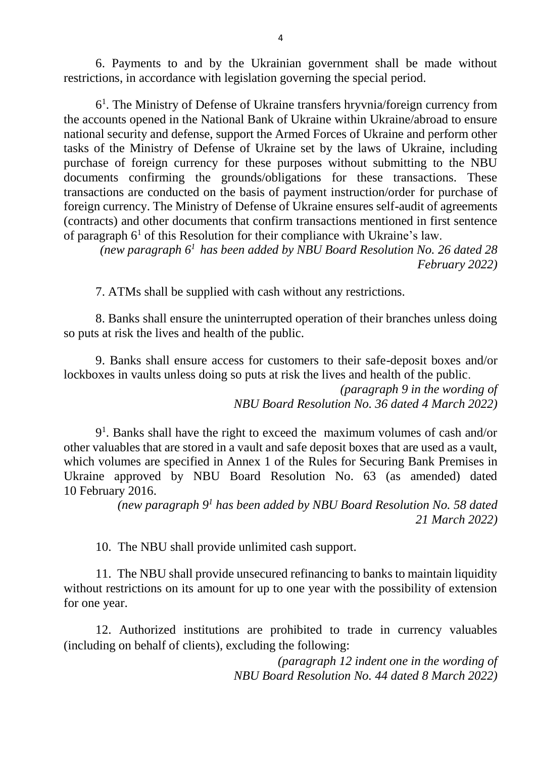6. Payments to and by the Ukrainian government shall be made without restrictions, in accordance with legislation governing the special period.

6[1]. The Ministry of Defense of Ukraine transfers hryvnia/foreign currency from the accounts opened in the National Bank of Ukraine within Ukraine/abroad to ensure national security and defense, support the Armed Forces of Ukraine and perform other tasks of the Ministry of Defense of Ukraine set by the laws of Ukraine, including purchase of foreign currency for these purposes without submitting to the NBU documents confirming the grounds/obligations for these transactions. These transactions are conducted on the basis of payment instruction/order for purchase of foreign currency. The Ministry of Defense of Ukraine ensures self-audit of agreements (contracts) and other documents that confirm transactions mentioned in first sentence of paragraph 6[1] of this Resolution for their compliance with Ukraine's law.

*(new paragraph 6[1] has been added by NBU Board Resolution No. 26 dated 28 February 2022)*

7. ATMs shall be supplied with cash without any restrictions.

8. Banks shall ensure the uninterrupted operation of their branches unless doing so puts at risk the lives and health of the public.

9. Banks shall ensure access for customers to their safe-deposit boxes and/or lockboxes in vaults unless doing so puts at risk the lives and health of the public.

*(paragraph 9 in the wording of NBU Board Resolution No. 36 dated 4 March 2022)*

9[1]. Banks shall have the right to exceed the maximum volumes of cash and/or other valuables that are stored in a vault and safe deposit boxes that are used as a vault, which volumes are specified in Annex 1 of the Rules for Securing Bank Premises in Ukraine approved by NBU Board Resolution No. 63 (as amended) dated 10 February 2016.

*(new paragraph 9[1] has been added by NBU Board Resolution No. 58 dated 21 March 2022)*

10. The NBU shall provide unlimited cash support.

11. The NBU shall provide unsecured refinancing to banks to maintain liquidity without restrictions on its amount for up to one year with the possibility of extension for one year.

12. Authorized institutions are prohibited to trade in currency valuables (including on behalf of clients), excluding the following:

*(paragraph 12 indent one in the wording of NBU Board Resolution No. 44 dated 8 March 2022)*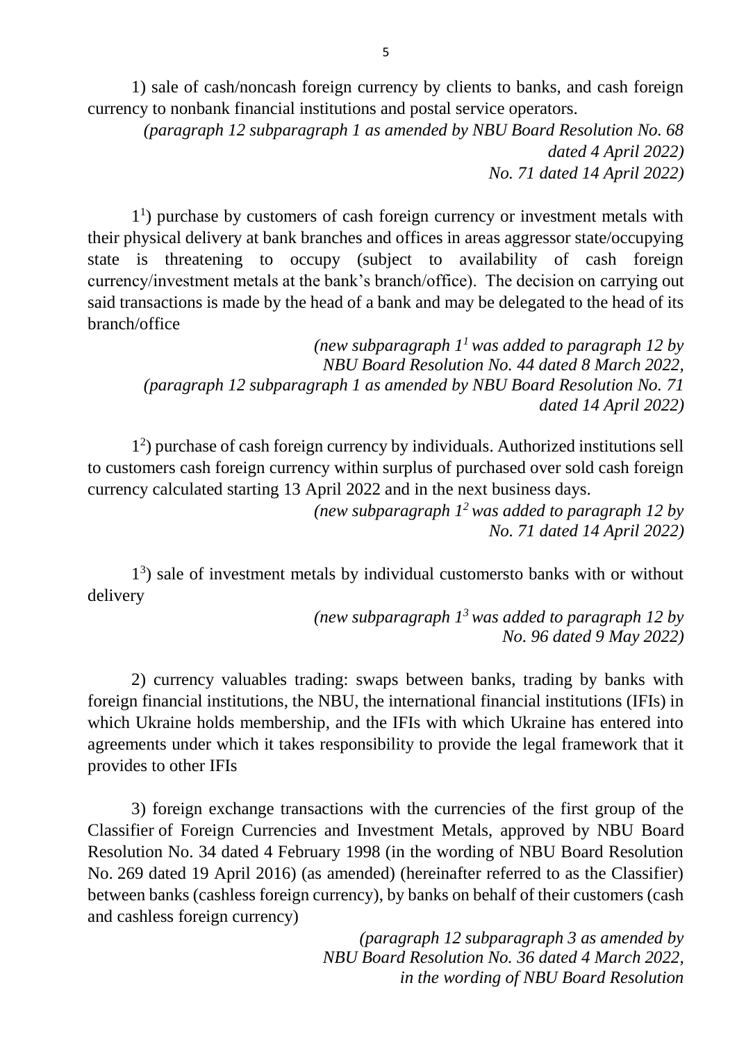1) sale of cash/noncash foreign currency by clients to banks, and cash foreign currency to nonbank financial institutions and postal service operators.

*(paragraph 12 subparagraph 1 as amended by NBU Board Resolution No. 68 dated 4 April 2022)*
*No. 71 dated 14 April 2022)*

$1^1$) purchase by customers of cash foreign currency or investment metals with their physical delivery at bank branches and offices in areas aggressor state/occupying state is threatening to occupy (subject to availability of cash foreign currency/investment metals at the bank's branch/office). The decision on carrying out said transactions is made by the head of a bank and may be delegated to the head of its branch/office

*(new subparagraph $1^1$ was added to paragraph 12 by NBU Board Resolution No. 44 dated 8 March 2022,*
*(paragraph 12 subparagraph 1 as amended by NBU Board Resolution No. 71 dated 14 April 2022)*

$1^2$) purchase of cash foreign currency by individuals. Authorized institutions sell to customers cash foreign currency within surplus of purchased over sold cash foreign currency calculated starting 13 April 2022 and in the next business days.

*(new subparagraph $1^2$ was added to paragraph 12 by No. 71 dated 14 April 2022)*

$1^3$) sale of investment metals by individual customersto banks with or without delivery

*(new subparagraph $1^3$ was added to paragraph 12 by No. 96 dated 9 May 2022)*

2) currency valuables trading: swaps between banks, trading by banks with foreign financial institutions, the NBU, the international financial institutions (IFIs) in which Ukraine holds membership, and the IFIs with which Ukraine has entered into agreements under which it takes responsibility to provide the legal framework that it provides to other IFIs

3) foreign exchange transactions with the currencies of the first group of the Classifier of Foreign Currencies and Investment Metals, approved by NBU Board Resolution No. 34 dated 4 February 1998 (in the wording of NBU Board Resolution No. 269 dated 19 April 2016) (as amended) (hereinafter referred to as the Classifier) between banks (cashless foreign currency), by banks on behalf of their customers (cash and cashless foreign currency)

*(paragraph 12 subparagraph 3 as amended by NBU Board Resolution No. 36 dated 4 March 2022, in the wording of NBU Board Resolution*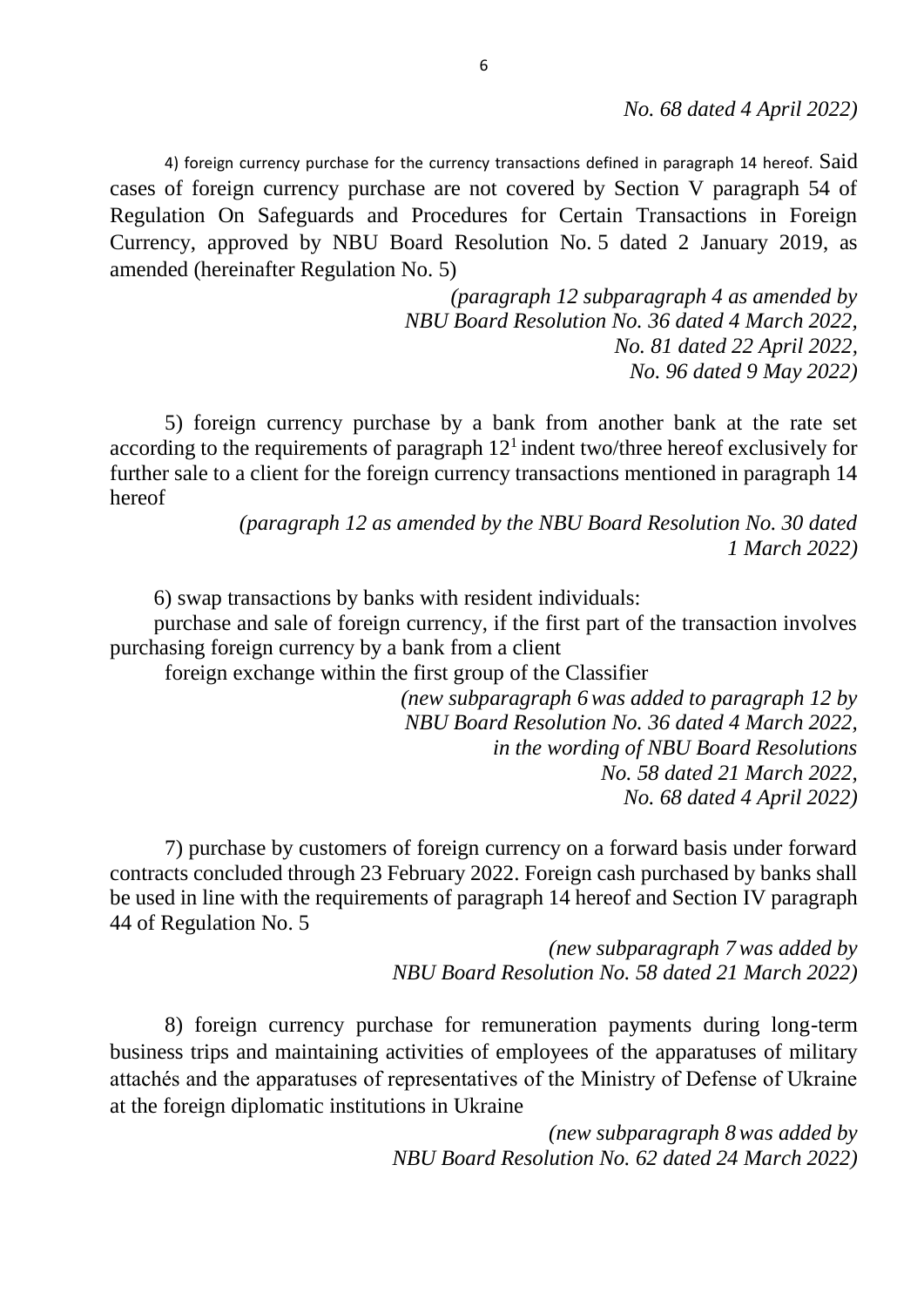*No. 68 dated 4 April 2022)*

4) foreign currency purchase for the currency transactions defined in paragraph 14 hereof. Said cases of foreign currency purchase are not covered by Section V paragraph 54 of Regulation On Safeguards and Procedures for Certain Transactions in Foreign Currency, approved by NBU Board Resolution No. 5 dated 2 January 2019, as amended (hereinafter Regulation No. 5)

*(paragraph 12 subparagraph 4 as amended by NBU Board Resolution No. 36 dated 4 March 2022, No. 81 dated 22 April 2022, No. 96 dated 9 May 2022)*

5) foreign currency purchase by a bank from another bank at the rate set according to the requirements of paragraph 12[1] indent two/three hereof exclusively for further sale to a client for the foreign currency transactions mentioned in paragraph 14 hereof

*(paragraph 12 as amended by the NBU Board Resolution No. 30 dated 1 March 2022)*

6) swap transactions by banks with resident individuals:

purchase and sale of foreign currency, if the first part of the transaction involves purchasing foreign currency by a bank from a client

foreign exchange within the first group of the Classifier

*(new subparagraph 6 was added to paragraph 12 by NBU Board Resolution No. 36 dated 4 March 2022, in the wording of NBU Board Resolutions No. 58 dated 21 March 2022, No. 68 dated 4 April 2022)*

7) purchase by customers of foreign currency on a forward basis under forward contracts concluded through 23 February 2022. Foreign cash purchased by banks shall be used in line with the requirements of paragraph 14 hereof and Section IV paragraph 44 of Regulation No. 5

*(new subparagraph 7 was added by NBU Board Resolution No. 58 dated 21 March 2022)*

8) foreign currency purchase for remuneration payments during long-term business trips and maintaining activities of employees of the apparatuses of military attachés and the apparatuses of representatives of the Ministry of Defense of Ukraine at the foreign diplomatic institutions in Ukraine

*(new subparagraph 8 was added by NBU Board Resolution No. 62 dated 24 March 2022)*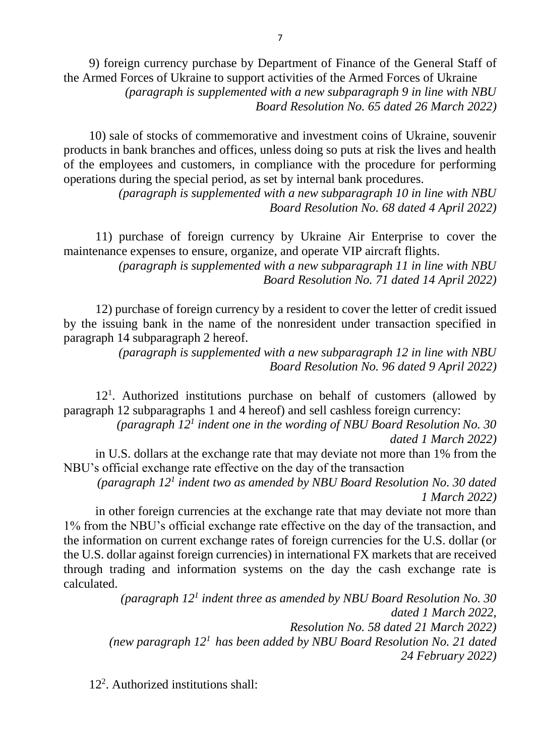9) foreign currency purchase by Department of Finance of the General Staff of the Armed Forces of Ukraine to support activities of the Armed Forces of Ukraine

*(paragraph is supplemented with a new subparagraph 9 in line with NBU Board Resolution No. 65 dated 26 March 2022)*

10) sale of stocks of commemorative and investment coins of Ukraine, souvenir products in bank branches and offices, unless doing so puts at risk the lives and health of the employees and customers, in compliance with the procedure for performing operations during the special period, as set by internal bank procedures.

*(paragraph is supplemented with a new subparagraph 10 in line with NBU Board Resolution No. 68 dated 4 April 2022)*

11) purchase of foreign currency by Ukraine Air Enterprise to cover the maintenance expenses to ensure, organize, and operate VIP aircraft flights.

*(paragraph is supplemented with a new subparagraph 11 in line with NBU Board Resolution No. 71 dated 14 April 2022)*

12) purchase of foreign currency by a resident to cover the letter of credit issued by the issuing bank in the name of the nonresident under transaction specified in paragraph 14 subparagraph 2 hereof.

*(paragraph is supplemented with a new subparagraph 12 in line with NBU Board Resolution No. 96 dated 9 April 2022)*

$12^1$. Authorized institutions purchase on behalf of customers (allowed by paragraph 12 subparagraphs 1 and 4 hereof) and sell cashless foreign currency:

*(paragraph $12^1$ indent one in the wording of NBU Board Resolution No. 30 dated 1 March 2022)*

in U.S. dollars at the exchange rate that may deviate not more than 1% from the NBU's official exchange rate effective on the day of the transaction

*(paragraph $12^1$ indent two as amended by NBU Board Resolution No. 30 dated 1 March 2022)*

in other foreign currencies at the exchange rate that may deviate not more than 1% from the NBU's official exchange rate effective on the day of the transaction, and the information on current exchange rates of foreign currencies for the U.S. dollar (or the U.S. dollar against foreign currencies) in international FX markets that are received through trading and information systems on the day the cash exchange rate is calculated.

*(paragraph $12^1$ indent three as amended by NBU Board Resolution No. 30 dated 1 March 2022, Resolution No. 58 dated 21 March 2022)*

*(new paragraph $12^1$ has been added by NBU Board Resolution No. 21 dated 24 February 2022)*

$12^2$. Authorized institutions shall: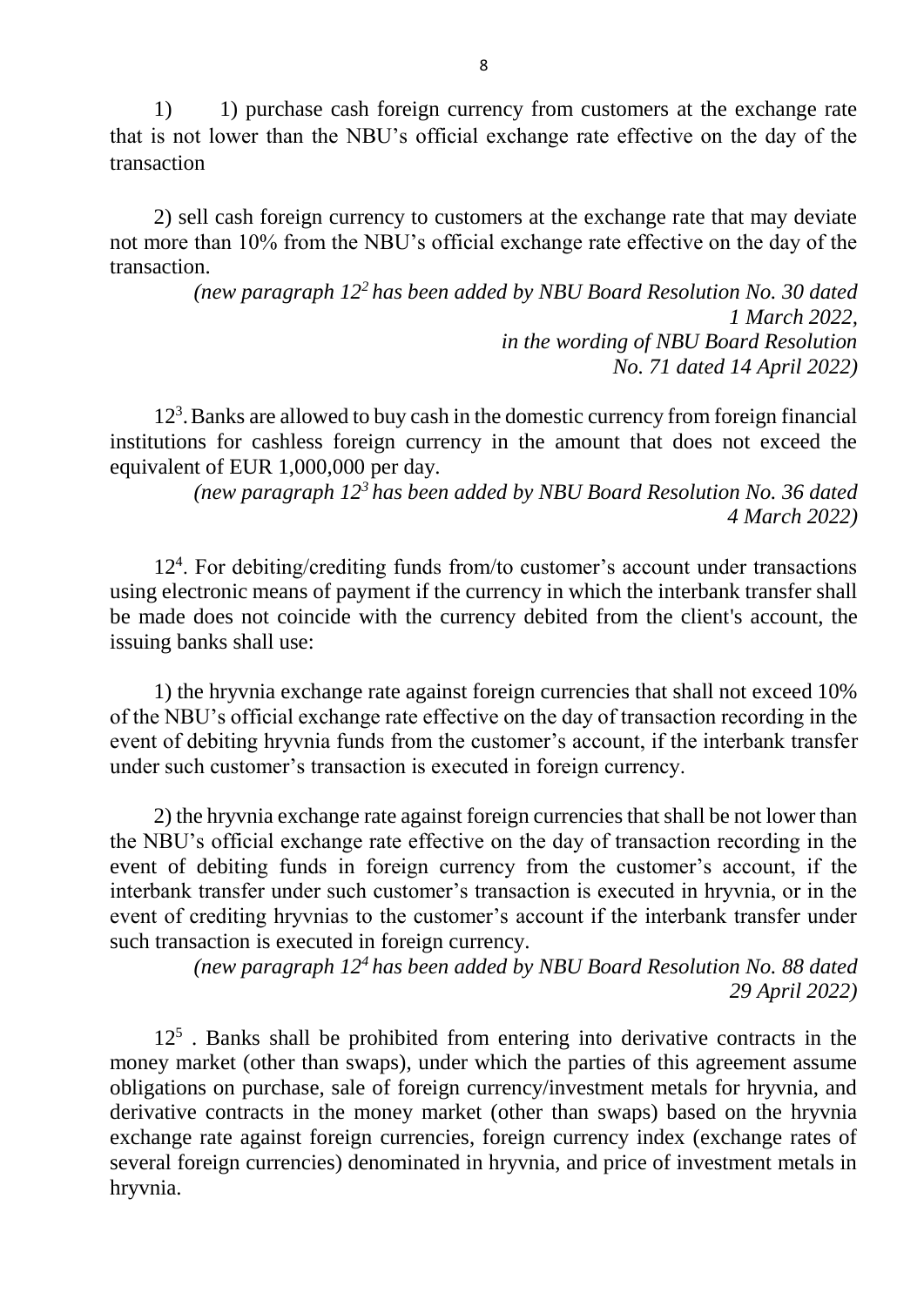1) 1) purchase cash foreign currency from customers at the exchange rate that is not lower than the NBU's official exchange rate effective on the day of the transaction

2) sell cash foreign currency to customers at the exchange rate that may deviate not more than 10% from the NBU's official exchange rate effective on the day of the transaction.

*(new paragraph 12$^2$ has been added by NBU Board Resolution No. 30 dated 1 March 2022, in the wording of NBU Board Resolution No. 71 dated 14 April 2022)*

12$^3$. Banks are allowed to buy cash in the domestic currency from foreign financial institutions for cashless foreign currency in the amount that does not exceed the equivalent of EUR 1,000,000 per day.

*(new paragraph 12$^3$ has been added by NBU Board Resolution No. 36 dated 4 March 2022)*

12$^4$. For debiting/crediting funds from/to customer's account under transactions using electronic means of payment if the currency in which the interbank transfer shall be made does not coincide with the currency debited from the client's account, the issuing banks shall use:

1) the hryvnia exchange rate against foreign currencies that shall not exceed 10% of the NBU's official exchange rate effective on the day of transaction recording in the event of debiting hryvnia funds from the customer's account, if the interbank transfer under such customer's transaction is executed in foreign currency.

2) the hryvnia exchange rate against foreign currencies that shall be not lower than the NBU's official exchange rate effective on the day of transaction recording in the event of debiting funds in foreign currency from the customer's account, if the interbank transfer under such customer's transaction is executed in hryvnia, or in the event of crediting hryvnias to the customer's account if the interbank transfer under such transaction is executed in foreign currency.

*(new paragraph 12$^4$ has been added by NBU Board Resolution No. 88 dated 29 April 2022)*

12$^5$ . Banks shall be prohibited from entering into derivative contracts in the money market (other than swaps), under which the parties of this agreement assume obligations on purchase, sale of foreign currency/investment metals for hryvnia, and derivative contracts in the money market (other than swaps) based on the hryvnia exchange rate against foreign currencies, foreign currency index (exchange rates of several foreign currencies) denominated in hryvnia, and price of investment metals in hryvnia.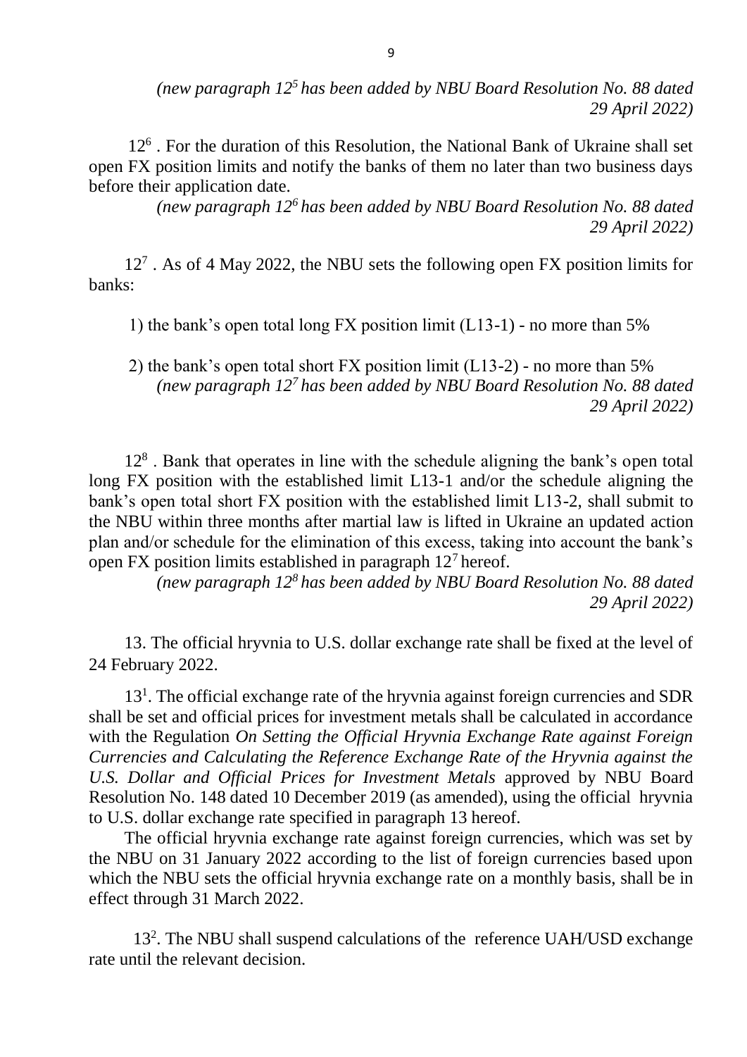*(new paragraph 12[5] has been added by NBU Board Resolution No. 88 dated 29 April 2022)*

12[6] . For the duration of this Resolution, the National Bank of Ukraine shall set open FX position limits and notify the banks of them no later than two business days before their application date.

*(new paragraph 12[6] has been added by NBU Board Resolution No. 88 dated 29 April 2022)*

12[7] . As of 4 May 2022, the NBU sets the following open FX position limits for banks:

1) the bank's open total long FX position limit (L13-1) - no more than 5%

2) the bank's open total short FX position limit (L13-2) - no more than 5%

*(new paragraph 12[7] has been added by NBU Board Resolution No. 88 dated 29 April 2022)*

12[8] . Bank that operates in line with the schedule aligning the bank's open total long FX position with the established limit L13-1 and/or the schedule aligning the bank's open total short FX position with the established limit L13-2, shall submit to the NBU within three months after martial law is lifted in Ukraine an updated action plan and/or schedule for the elimination of this excess, taking into account the bank's open FX position limits established in paragraph 12[7] hereof.

*(new paragraph 12[8] has been added by NBU Board Resolution No. 88 dated 29 April 2022)*

13. The official hryvnia to U.S. dollar exchange rate shall be fixed at the level of 24 February 2022.

13[1]. The official exchange rate of the hryvnia against foreign currencies and SDR shall be set and official prices for investment metals shall be calculated in accordance with the Regulation *On Setting the Official Hryvnia Exchange Rate against Foreign Currencies and Calculating the Reference Exchange Rate of the Hryvnia against the U.S. Dollar and Official Prices for Investment Metals* approved by NBU Board Resolution No. 148 dated 10 December 2019 (as amended), using the official hryvnia to U.S. dollar exchange rate specified in paragraph 13 hereof.

The official hryvnia exchange rate against foreign currencies, which was set by the NBU on 31 January 2022 according to the list of foreign currencies based upon which the NBU sets the official hryvnia exchange rate on a monthly basis, shall be in effect through 31 March 2022.

13[2]. The NBU shall suspend calculations of the reference UAH/USD exchange rate until the relevant decision.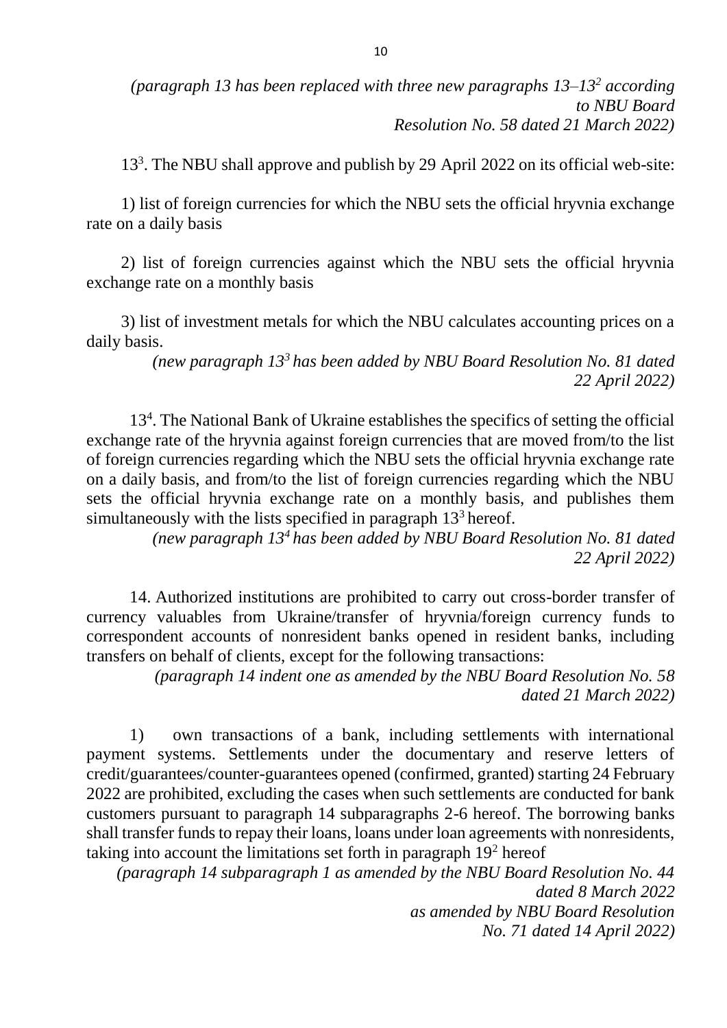*(paragraph 13 has been replaced with three new paragraphs 13–13[2] according to NBU Board Resolution No. 58 dated 21 March 2022)*

13[3]. The NBU shall approve and publish by 29 April 2022 on its official web-site:

1) list of foreign currencies for which the NBU sets the official hryvnia exchange rate on a daily basis

2) list of foreign currencies against which the NBU sets the official hryvnia exchange rate on a monthly basis

3) list of investment metals for which the NBU calculates accounting prices on a daily basis.

*(new paragraph 13[3] has been added by NBU Board Resolution No. 81 dated 22 April 2022)*

13[4]. The National Bank of Ukraine establishes the specifics of setting the official exchange rate of the hryvnia against foreign currencies that are moved from/to the list of foreign currencies regarding which the NBU sets the official hryvnia exchange rate on a daily basis, and from/to the list of foreign currencies regarding which the NBU sets the official hryvnia exchange rate on a monthly basis, and publishes them simultaneously with the lists specified in paragraph 13[3] hereof.

*(new paragraph 13[4] has been added by NBU Board Resolution No. 81 dated 22 April 2022)*

14. Authorized institutions are prohibited to carry out cross-border transfer of currency valuables from Ukraine/transfer of hryvnia/foreign currency funds to correspondent accounts of nonresident banks opened in resident banks, including transfers on behalf of clients, except for the following transactions:

*(paragraph 14 indent one as amended by the NBU Board Resolution No. 58 dated 21 March 2022)*

1) own transactions of a bank, including settlements with international payment systems. Settlements under the documentary and reserve letters of credit/guarantees/counter-guarantees opened (confirmed, granted) starting 24 February 2022 are prohibited, excluding the cases when such settlements are conducted for bank customers pursuant to paragraph 14 subparagraphs 2-6 hereof. The borrowing banks shall transfer funds to repay their loans, loans under loan agreements with nonresidents, taking into account the limitations set forth in paragraph 19[2] hereof

*(paragraph 14 subparagraph 1 as amended by the NBU Board Resolution No. 44 dated 8 March 2022 as amended by NBU Board Resolution No. 71 dated 14 April 2022)*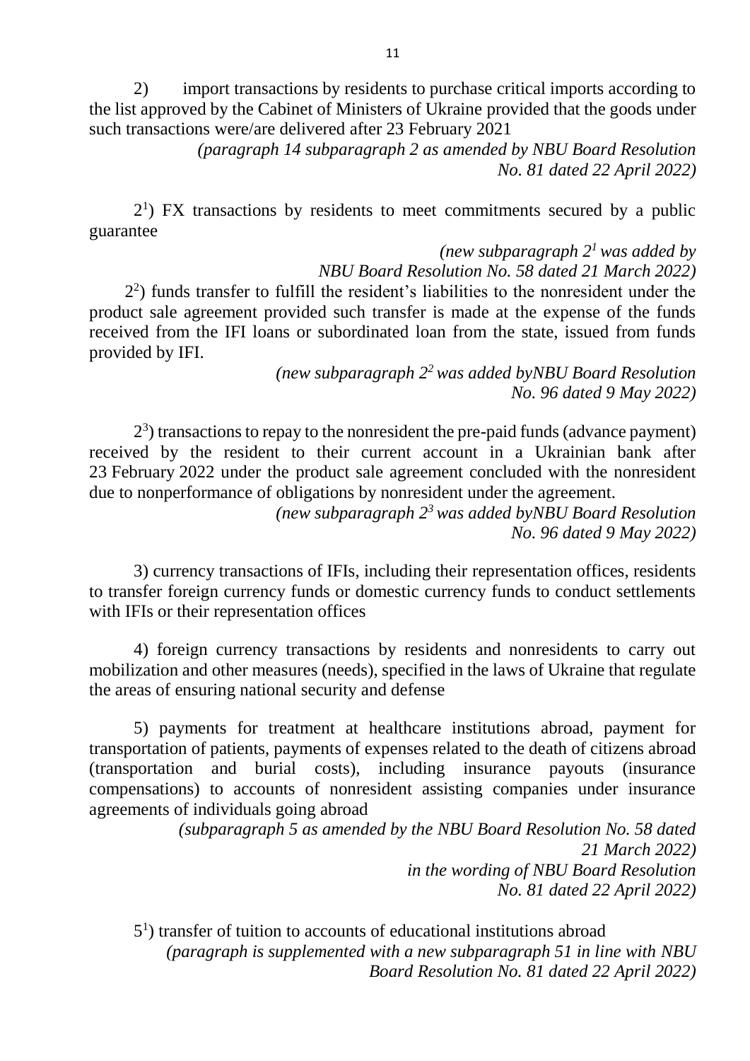2) import transactions by residents to purchase critical imports according to the list approved by the Cabinet of Ministers of Ukraine provided that the goods under such transactions were/are delivered after 23 February 2021

*(paragraph 14 subparagraph 2 as amended by NBU Board Resolution No. 81 dated 22 April 2022)*

$2^1$) FX transactions by residents to meet commitments secured by a public guarantee

*(new subparagraph $2^1$ was added by NBU Board Resolution No. 58 dated 21 March 2022)*

$2^2$) funds transfer to fulfill the resident's liabilities to the nonresident under the product sale agreement provided such transfer is made at the expense of the funds received from the IFI loans or subordinated loan from the state, issued from funds provided by IFI.

*(new subparagraph $2^2$ was added byNBU Board Resolution No. 96 dated 9 May 2022)*

$2^3$) transactions to repay to the nonresident the pre-paid funds (advance payment) received by the resident to their current account in a Ukrainian bank after 23 February 2022 under the product sale agreement concluded with the nonresident due to nonperformance of obligations by nonresident under the agreement.

*(new subparagraph $2^3$ was added byNBU Board Resolution No. 96 dated 9 May 2022)*

3) currency transactions of IFIs, including their representation offices, residents to transfer foreign currency funds or domestic currency funds to conduct settlements with IFIs or their representation offices

4) foreign currency transactions by residents and nonresidents to carry out mobilization and other measures (needs), specified in the laws of Ukraine that regulate the areas of ensuring national security and defense

5) payments for treatment at healthcare institutions abroad, payment for transportation of patients, payments of expenses related to the death of citizens abroad (transportation and burial costs), including insurance payouts (insurance compensations) to accounts of nonresident assisting companies under insurance agreements of individuals going abroad

*(subparagraph 5 as amended by the NBU Board Resolution No. 58 dated 21 March 2022)*
*in the wording of NBU Board Resolution No. 81 dated 22 April 2022)*

$5^1$) transfer of tuition to accounts of educational institutions abroad

*(paragraph is supplemented with a new subparagraph 51 in line with NBU Board Resolution No. 81 dated 22 April 2022)*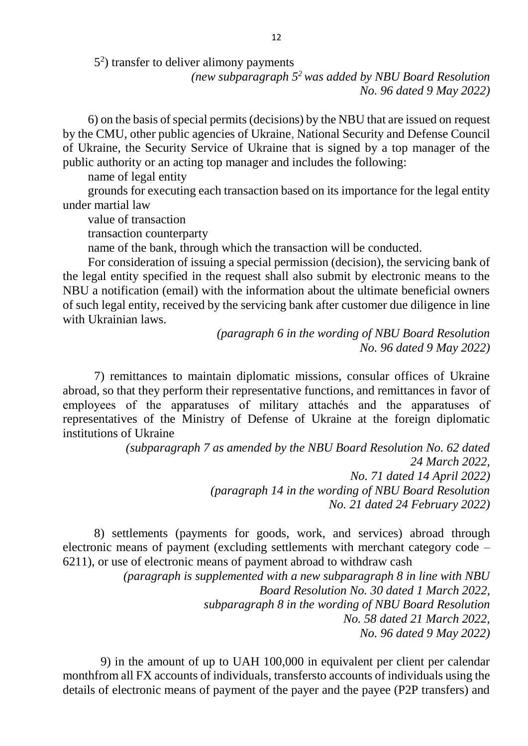$5^2$) transfer to deliver alimony payments

*(new subparagraph $5^2$ was added by NBU Board Resolution No. 96 dated 9 May 2022)*

6) on the basis of special permits (decisions) by the NBU that are issued on request by the CMU, other public agencies of Ukraine, National Security and Defense Council of Ukraine, the Security Service of Ukraine that is signed by a top manager of the public authority or an acting top manager and includes the following:

name of legal entity

grounds for executing each transaction based on its importance for the legal entity under martial law

value of transaction

transaction counterparty

name of the bank, through which the transaction will be conducted.

For consideration of issuing a special permission (decision), the servicing bank of the legal entity specified in the request shall also submit by electronic means to the NBU a notification (email) with the information about the ultimate beneficial owners of such legal entity, received by the servicing bank after customer due diligence in line with Ukrainian laws.

*(paragraph 6 in the wording of NBU Board Resolution No. 96 dated 9 May 2022)*

7) remittances to maintain diplomatic missions, consular offices of Ukraine abroad, so that they perform their representative functions, and remittances in favor of employees of the apparatuses of military attachés and the apparatuses of representatives of the Ministry of Defense of Ukraine at the foreign diplomatic institutions of Ukraine

*(subparagraph 7 as amended by the NBU Board Resolution No. 62 dated 24 March 2022, No. 71 dated 14 April 2022)*
*(paragraph 14 in the wording of NBU Board Resolution No. 21 dated 24 February 2022)*

8) settlements (payments for goods, work, and services) abroad through electronic means of payment (excluding settlements with merchant category code – 6211), or use of electronic means of payment abroad to withdraw cash

*(paragraph is supplemented with a new subparagraph 8 in line with NBU Board Resolution No. 30 dated 1 March 2022, subparagraph 8 in the wording of NBU Board Resolution No. 58 dated 21 March 2022, No. 96 dated 9 May 2022)*

9) in the amount of up to UAH 100,000 in equivalent per client per calendar monthfrom all FX accounts of individuals, transfersto accounts of individuals using the details of electronic means of payment of the payer and the payee (P2P transfers) and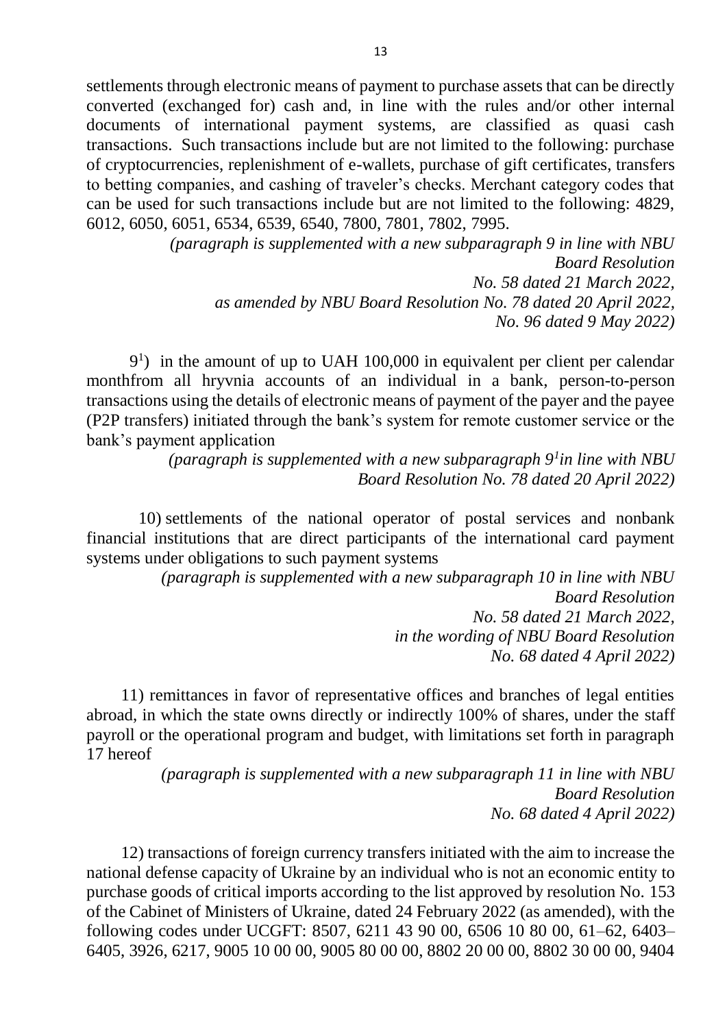settlements through electronic means of payment to purchase assets that can be directly converted (exchanged for) cash and, in line with the rules and/or other internal documents of international payment systems, are classified as quasi cash transactions. Such transactions include but are not limited to the following: purchase of cryptocurrencies, replenishment of e-wallets, purchase of gift certificates, transfers to betting companies, and cashing of traveler's checks. Merchant category codes that can be used for such transactions include but are not limited to the following: 4829, 6012, 6050, 6051, 6534, 6539, 6540, 7800, 7801, 7802, 7995.

*(paragraph is supplemented with a new subparagraph 9 in line with NBU Board Resolution No. 58 dated 21 March 2022, as amended by NBU Board Resolution No. 78 dated 20 April 2022, No. 96 dated 9 May 2022)*

9[1]) in the amount of up to UAH 100,000 in equivalent per client per calendar monthfrom all hryvnia accounts of an individual in a bank, person-to-person transactions using the details of electronic means of payment of the payer and the payee (P2P transfers) initiated through the bank's system for remote customer service or the bank's payment application

*(paragraph is supplemented with a new subparagraph 9[1]in line with NBU Board Resolution No. 78 dated 20 April 2022)*

10) settlements of the national operator of postal services and nonbank financial institutions that are direct participants of the international card payment systems under obligations to such payment systems

*(paragraph is supplemented with a new subparagraph 10 in line with NBU Board Resolution No. 58 dated 21 March 2022, in the wording of NBU Board Resolution No. 68 dated 4 April 2022)*

11) remittances in favor of representative offices and branches of legal entities abroad, in which the state owns directly or indirectly 100% of shares, under the staff payroll or the operational program and budget, with limitations set forth in paragraph 17 hereof

*(paragraph is supplemented with a new subparagraph 11 in line with NBU Board Resolution No. 68 dated 4 April 2022)*

12) transactions of foreign currency transfers initiated with the aim to increase the national defense capacity of Ukraine by an individual who is not an economic entity to purchase goods of critical imports according to the list approved by resolution No. 153 of the Cabinet of Ministers of Ukraine, dated 24 February 2022 (as amended), with the following codes under UCGFT: 8507, 6211 43 90 00, 6506 10 80 00, 61–62, 6403–6405, 3926, 6217, 9005 10 00 00, 9005 80 00 00, 8802 20 00 00, 8802 30 00 00, 9404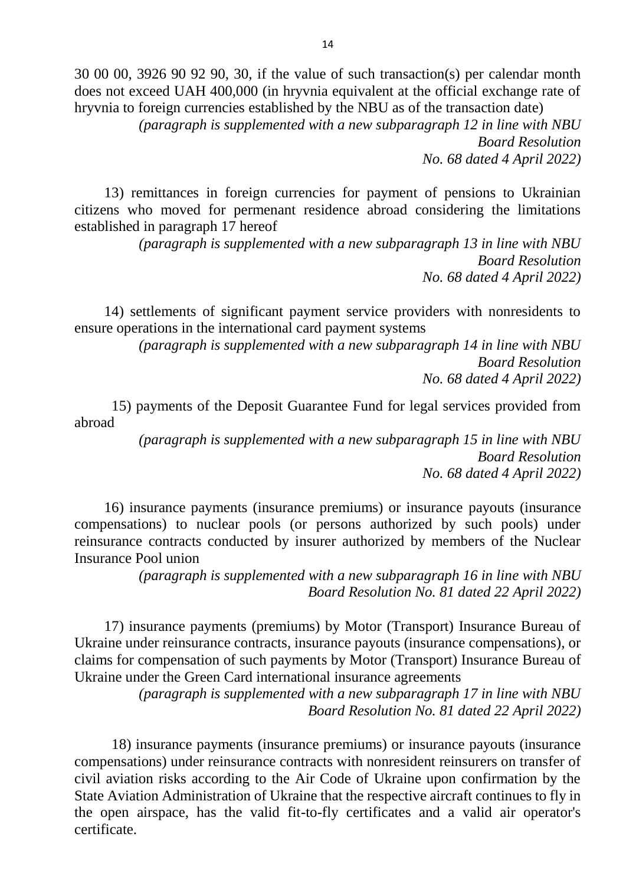30 00 00, 3926 90 92 90, 30, if the value of such transaction(s) per calendar month does not exceed UAH 400,000 (in hryvnia equivalent at the official exchange rate of hryvnia to foreign currencies established by the NBU as of the transaction date)

*(paragraph is supplemented with a new subparagraph 12 in line with NBU Board Resolution No. 68 dated 4 April 2022)*

13) remittances in foreign currencies for payment of pensions to Ukrainian citizens who moved for permenant residence abroad considering the limitations established in paragraph 17 hereof

*(paragraph is supplemented with a new subparagraph 13 in line with NBU Board Resolution No. 68 dated 4 April 2022)*

14) settlements of significant payment service providers with nonresidents to ensure operations in the international card payment systems

*(paragraph is supplemented with a new subparagraph 14 in line with NBU Board Resolution No. 68 dated 4 April 2022)*

15) payments of the Deposit Guarantee Fund for legal services provided from abroad

*(paragraph is supplemented with a new subparagraph 15 in line with NBU Board Resolution No. 68 dated 4 April 2022)*

16) insurance payments (insurance premiums) or insurance payouts (insurance compensations) to nuclear pools (or persons authorized by such pools) under reinsurance contracts conducted by insurer authorized by members of the Nuclear Insurance Pool union

*(paragraph is supplemented with a new subparagraph 16 in line with NBU Board Resolution No. 81 dated 22 April 2022)*

17) insurance payments (premiums) by Motor (Transport) Insurance Bureau of Ukraine under reinsurance contracts, insurance payouts (insurance compensations), or claims for compensation of such payments by Motor (Transport) Insurance Bureau of Ukraine under the Green Card international insurance agreements

*(paragraph is supplemented with a new subparagraph 17 in line with NBU Board Resolution No. 81 dated 22 April 2022)*

18) insurance payments (insurance premiums) or insurance payouts (insurance compensations) under reinsurance contracts with nonresident reinsurers on transfer of civil aviation risks according to the Air Code of Ukraine upon confirmation by the State Aviation Administration of Ukraine that the respective aircraft continues to fly in the open airspace, has the valid fit-to-fly certificates and a valid air operator's certificate.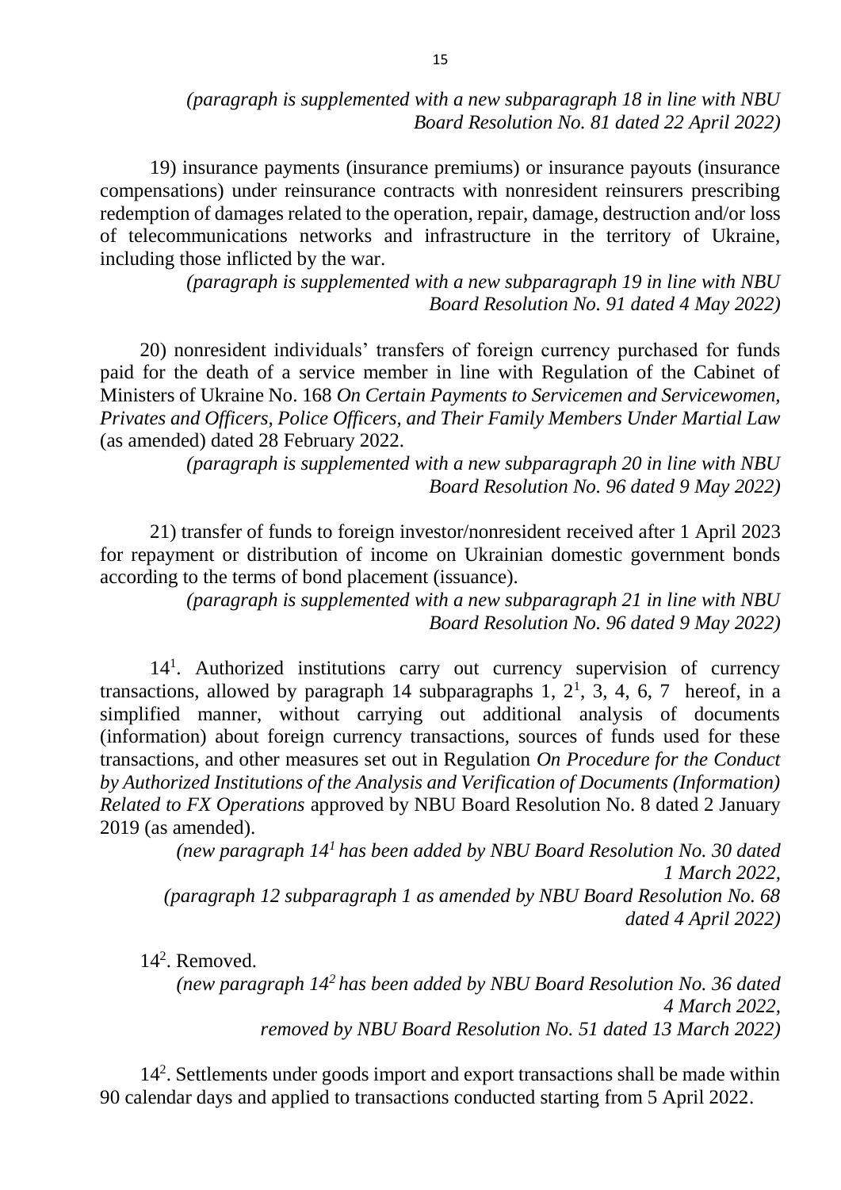*(paragraph is supplemented with a new subparagraph 18 in line with NBU Board Resolution No. 81 dated 22 April 2022)*

19) insurance payments (insurance premiums) or insurance payouts (insurance compensations) under reinsurance contracts with nonresident reinsurers prescribing redemption of damages related to the operation, repair, damage, destruction and/or loss of telecommunications networks and infrastructure in the territory of Ukraine, including those inflicted by the war.

*(paragraph is supplemented with a new subparagraph 19 in line with NBU Board Resolution No. 91 dated 4 May 2022)*

20) nonresident individuals' transfers of foreign currency purchased for funds paid for the death of a service member in line with Regulation of the Cabinet of Ministers of Ukraine No. 168 *On Certain Payments to Servicemen and Servicewomen, Privates and Officers, Police Officers, and Their Family Members Under Martial Law* (as amended) dated 28 February 2022.

*(paragraph is supplemented with a new subparagraph 20 in line with NBU Board Resolution No. 96 dated 9 May 2022)*

21) transfer of funds to foreign investor/nonresident received after 1 April 2023 for repayment or distribution of income on Ukrainian domestic government bonds according to the terms of bond placement (issuance).

*(paragraph is supplemented with a new subparagraph 21 in line with NBU Board Resolution No. 96 dated 9 May 2022)*

14[1]. Authorized institutions carry out currency supervision of currency transactions, allowed by paragraph 14 subparagraphs 1, 2[1], 3, 4, 6, 7 hereof, in a simplified manner, without carrying out additional analysis of documents (information) about foreign currency transactions, sources of funds used for these transactions, and other measures set out in Regulation *On Procedure for the Conduct by Authorized Institutions of the Analysis and Verification of Documents (Information) Related to FX Operations* approved by NBU Board Resolution No. 8 dated 2 January 2019 (as amended).

*(new paragraph 14[1] has been added by NBU Board Resolution No. 30 dated 1 March 2022,*
*(paragraph 12 subparagraph 1 as amended by NBU Board Resolution No. 68 dated 4 April 2022)*

14[2]. Removed.

*(new paragraph 14[2] has been added by NBU Board Resolution No. 36 dated 4 March 2022,*
*removed by NBU Board Resolution No. 51 dated 13 March 2022)*

14[2]. Settlements under goods import and export transactions shall be made within 90 calendar days and applied to transactions conducted starting from 5 April 2022.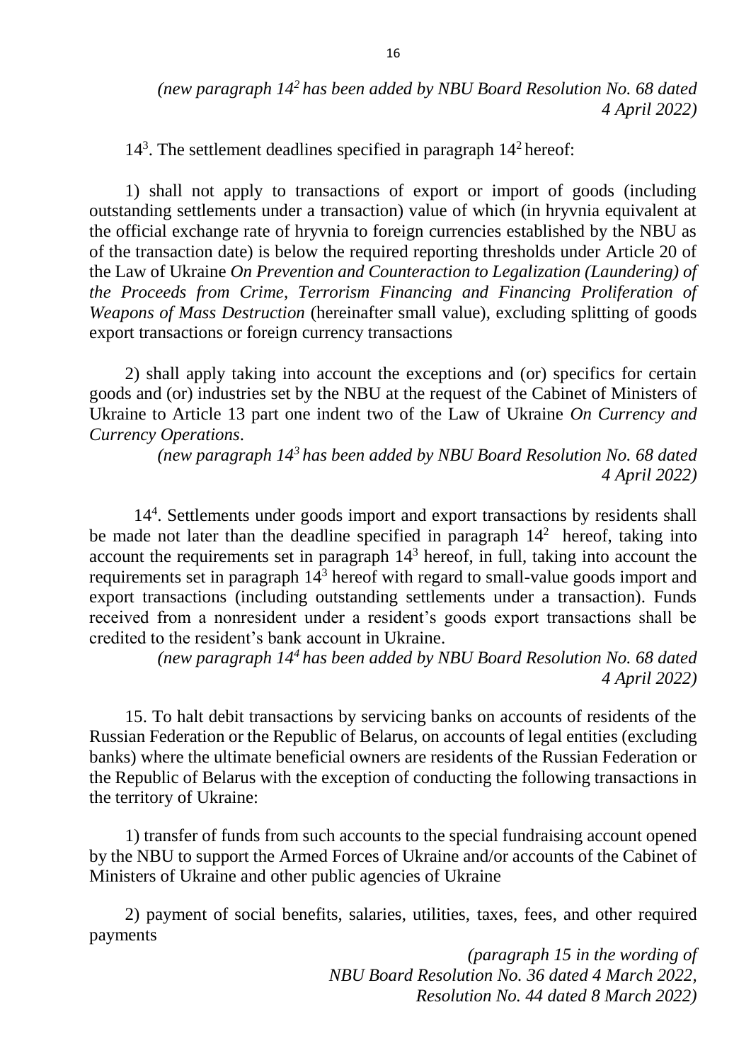*(new paragraph 14$^2$ has been added by NBU Board Resolution No. 68 dated 4 April 2022)*

14$^3$. The settlement deadlines specified in paragraph 14$^2$ hereof:

1) shall not apply to transactions of export or import of goods (including outstanding settlements under a transaction) value of which (in hryvnia equivalent at the official exchange rate of hryvnia to foreign currencies established by the NBU as of the transaction date) is below the required reporting thresholds under Article 20 of the Law of Ukraine *On Prevention and Counteraction to Legalization (Laundering) of the Proceeds from Crime, Terrorism Financing and Financing Proliferation of Weapons of Mass Destruction* (hereinafter small value), excluding splitting of goods export transactions or foreign currency transactions

2) shall apply taking into account the exceptions and (or) specifics for certain goods and (or) industries set by the NBU at the request of the Cabinet of Ministers of Ukraine to Article 13 part one indent two of the Law of Ukraine *On Currency and Currency Operations*.

*(new paragraph 14$^3$ has been added by NBU Board Resolution No. 68 dated 4 April 2022)*

14$^4$. Settlements under goods import and export transactions by residents shall be made not later than the deadline specified in paragraph 14$^2$ hereof, taking into account the requirements set in paragraph 14$^3$ hereof, in full, taking into account the requirements set in paragraph 14$^3$ hereof with regard to small-value goods import and export transactions (including outstanding settlements under a transaction). Funds received from a nonresident under a resident's goods export transactions shall be credited to the resident's bank account in Ukraine.

*(new paragraph 14$^4$ has been added by NBU Board Resolution No. 68 dated 4 April 2022)*

15. To halt debit transactions by servicing banks on accounts of residents of the Russian Federation or the Republic of Belarus, on accounts of legal entities (excluding banks) where the ultimate beneficial owners are residents of the Russian Federation or the Republic of Belarus with the exception of conducting the following transactions in the territory of Ukraine:

1) transfer of funds from such accounts to the special fundraising account opened by the NBU to support the Armed Forces of Ukraine and/or accounts of the Cabinet of Ministers of Ukraine and other public agencies of Ukraine

2) payment of social benefits, salaries, utilities, taxes, fees, and other required payments

*(paragraph 15 in the wording of NBU Board Resolution No. 36 dated 4 March 2022, Resolution No. 44 dated 8 March 2022)*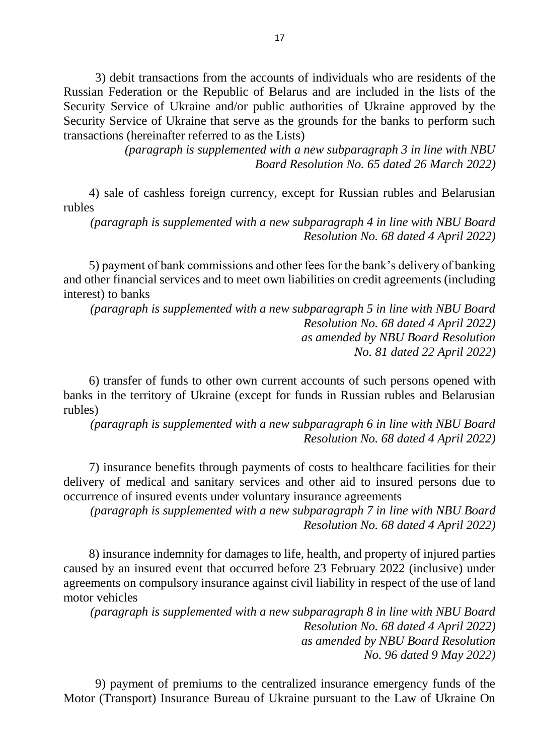3) debit transactions from the accounts of individuals who are residents of the Russian Federation or the Republic of Belarus and are included in the lists of the Security Service of Ukraine and/or public authorities of Ukraine approved by the Security Service of Ukraine that serve as the grounds for the banks to perform such transactions (hereinafter referred to as the Lists)

*(paragraph is supplemented with a new subparagraph 3 in line with NBU Board Resolution No. 65 dated 26 March 2022)*

4) sale of cashless foreign currency, except for Russian rubles and Belarusian rubles

*(paragraph is supplemented with a new subparagraph 4 in line with NBU Board Resolution No. 68 dated 4 April 2022)*

5) payment of bank commissions and other fees for the bank's delivery of banking and other financial services and to meet own liabilities on credit agreements (including interest) to banks

*(paragraph is supplemented with a new subparagraph 5 in line with NBU Board Resolution No. 68 dated 4 April 2022) as amended by NBU Board Resolution No. 81 dated 22 April 2022)*

6) transfer of funds to other own current accounts of such persons opened with banks in the territory of Ukraine (except for funds in Russian rubles and Belarusian rubles)

*(paragraph is supplemented with a new subparagraph 6 in line with NBU Board Resolution No. 68 dated 4 April 2022)*

7) insurance benefits through payments of costs to healthcare facilities for their delivery of medical and sanitary services and other aid to insured persons due to occurrence of insured events under voluntary insurance agreements

*(paragraph is supplemented with a new subparagraph 7 in line with NBU Board Resolution No. 68 dated 4 April 2022)*

8) insurance indemnity for damages to life, health, and property of injured parties caused by an insured event that occurred before 23 February 2022 (inclusive) under agreements on compulsory insurance against civil liability in respect of the use of land motor vehicles

*(paragraph is supplemented with a new subparagraph 8 in line with NBU Board Resolution No. 68 dated 4 April 2022) as amended by NBU Board Resolution No. 96 dated 9 May 2022)*

9) payment of premiums to the centralized insurance emergency funds of the Motor (Transport) Insurance Bureau of Ukraine pursuant to the Law of Ukraine On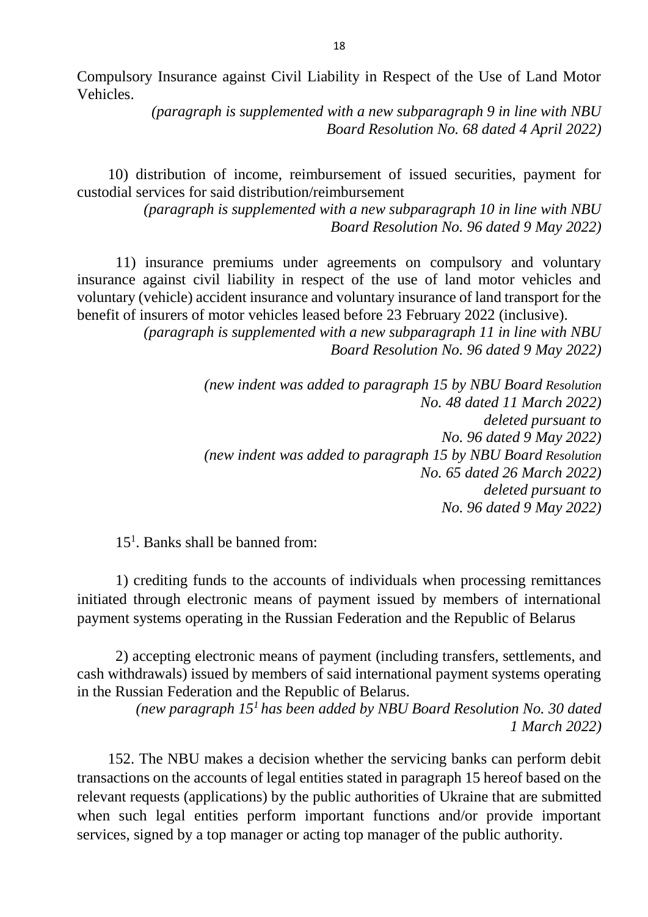Compulsory Insurance against Civil Liability in Respect of the Use of Land Motor Vehicles.

*(paragraph is supplemented with a new subparagraph 9 in line with NBU Board Resolution No. 68 dated 4 April 2022)*

10) distribution of income, reimbursement of issued securities, payment for custodial services for said distribution/reimbursement

*(paragraph is supplemented with a new subparagraph 10 in line with NBU Board Resolution No. 96 dated 9 May 2022)*

11) insurance premiums under agreements on compulsory and voluntary insurance against civil liability in respect of the use of land motor vehicles and voluntary (vehicle) accident insurance and voluntary insurance of land transport for the benefit of insurers of motor vehicles leased before 23 February 2022 (inclusive).

*(paragraph is supplemented with a new subparagraph 11 in line with NBU Board Resolution No. 96 dated 9 May 2022)*

*(new indent was added to paragraph 15 by NBU Board Resolution No. 48 dated 11 March 2022) deleted pursuant to No. 96 dated 9 May 2022)*

*(new indent was added to paragraph 15 by NBU Board Resolution No. 65 dated 26 March 2022) deleted pursuant to No. 96 dated 9 May 2022)*

15[1]. Banks shall be banned from:

1) crediting funds to the accounts of individuals when processing remittances initiated through electronic means of payment issued by members of international payment systems operating in the Russian Federation and the Republic of Belarus

2) accepting electronic means of payment (including transfers, settlements, and cash withdrawals) issued by members of said international payment systems operating in the Russian Federation and the Republic of Belarus.

*(new paragraph 15[1] has been added by NBU Board Resolution No. 30 dated 1 March 2022)*

152. The NBU makes a decision whether the servicing banks can perform debit transactions on the accounts of legal entities stated in paragraph 15 hereof based on the relevant requests (applications) by the public authorities of Ukraine that are submitted when such legal entities perform important functions and/or provide important services, signed by a top manager or acting top manager of the public authority.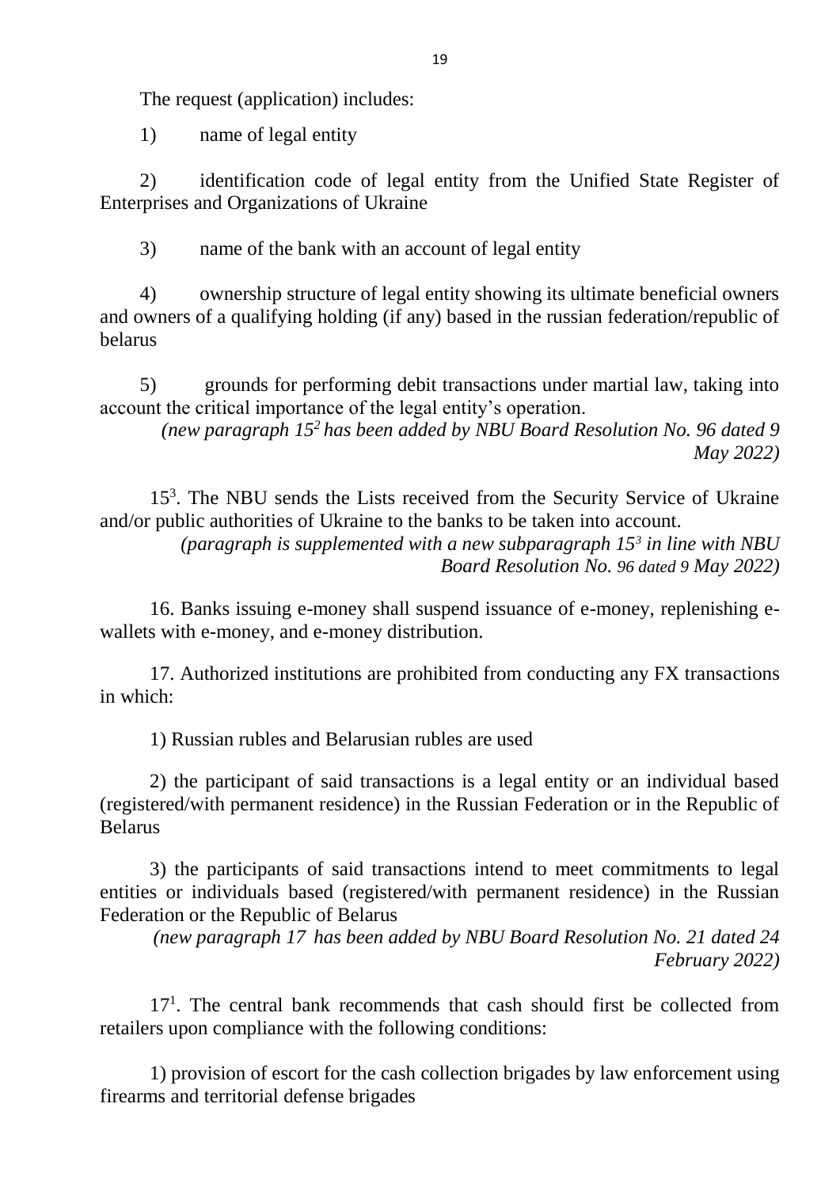The request (application) includes:

1) name of legal entity

2) identification code of legal entity from the Unified State Register of Enterprises and Organizations of Ukraine

3) name of the bank with an account of legal entity

4) ownership structure of legal entity showing its ultimate beneficial owners and owners of a qualifying holding (if any) based in the russian federation/republic of belarus

5) grounds for performing debit transactions under martial law, taking into account the critical importance of the legal entity's operation.

*(new paragraph $15^2$ has been added by NBU Board Resolution No. 96 dated 9 May 2022)*

$15^3$. The NBU sends the Lists received from the Security Service of Ukraine and/or public authorities of Ukraine to the banks to be taken into account.

*(paragraph is supplemented with a new subparagraph $15^3$ in line with NBU Board Resolution No. 96 dated 9 May 2022)*

16. Banks issuing e-money shall suspend issuance of e-money, replenishing e-wallets with e-money, and e-money distribution.

17. Authorized institutions are prohibited from conducting any FX transactions in which:

1) Russian rubles and Belarusian rubles are used

2) the participant of said transactions is a legal entity or an individual based (registered/with permanent residence) in the Russian Federation or in the Republic of Belarus

3) the participants of said transactions intend to meet commitments to legal entities or individuals based (registered/with permanent residence) in the Russian Federation or the Republic of Belarus

*(new paragraph 17 has been added by NBU Board Resolution No. 21 dated 24 February 2022)*

$17^1$. The central bank recommends that cash should first be collected from retailers upon compliance with the following conditions:

1) provision of escort for the cash collection brigades by law enforcement using firearms and territorial defense brigades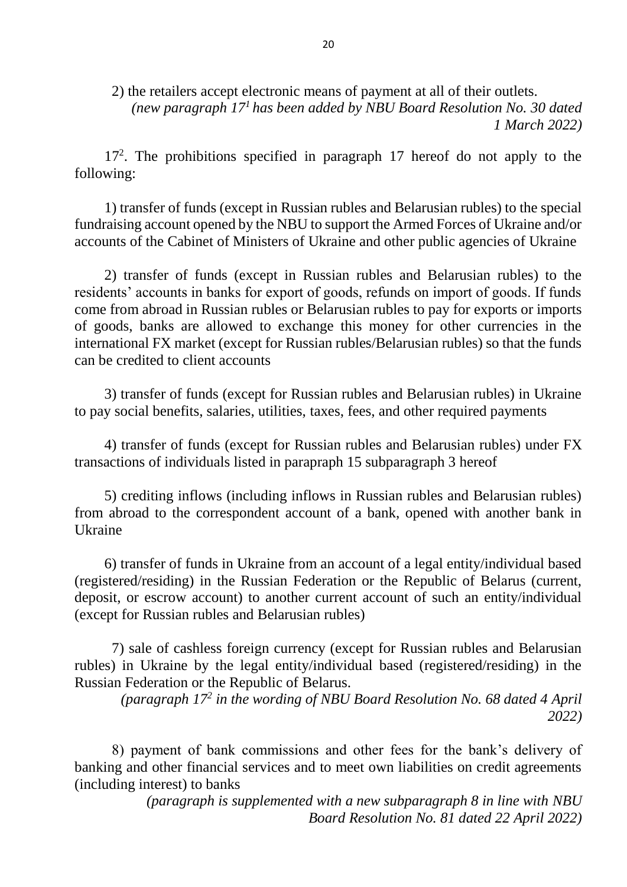2) the retailers accept electronic means of payment at all of their outlets.

*(new paragraph 17[1] has been added by NBU Board Resolution No. 30 dated 1 March 2022)*

17[2]. The prohibitions specified in paragraph 17 hereof do not apply to the following:

1) transfer of funds (except in Russian rubles and Belarusian rubles) to the special fundraising account opened by the NBU to support the Armed Forces of Ukraine and/or accounts of the Cabinet of Ministers of Ukraine and other public agencies of Ukraine

2) transfer of funds (except in Russian rubles and Belarusian rubles) to the residents' accounts in banks for export of goods, refunds on import of goods. If funds come from abroad in Russian rubles or Belarusian rubles to pay for exports or imports of goods, banks are allowed to exchange this money for other currencies in the international FX market (except for Russian rubles/Belarusian rubles) so that the funds can be credited to client accounts

3) transfer of funds (except for Russian rubles and Belarusian rubles) in Ukraine to pay social benefits, salaries, utilities, taxes, fees, and other required payments

4) transfer of funds (except for Russian rubles and Belarusian rubles) under FX transactions of individuals listed in parapraph 15 subparagraph 3 hereof

5) crediting inflows (including inflows in Russian rubles and Belarusian rubles) from abroad to the correspondent account of a bank, opened with another bank in Ukraine

6) transfer of funds in Ukraine from an account of a legal entity/individual based (registered/residing) in the Russian Federation or the Republic of Belarus (current, deposit, or escrow account) to another current account of such an entity/individual (except for Russian rubles and Belarusian rubles)

7) sale of cashless foreign currency (except for Russian rubles and Belarusian rubles) in Ukraine by the legal entity/individual based (registered/residing) in the Russian Federation or the Republic of Belarus.

*(paragraph 17[2] in the wording of NBU Board Resolution No. 68 dated 4 April 2022)*

8) payment of bank commissions and other fees for the bank's delivery of banking and other financial services and to meet own liabilities on credit agreements (including interest) to banks

*(paragraph is supplemented with a new subparagraph 8 in line with NBU Board Resolution No. 81 dated 22 April 2022)*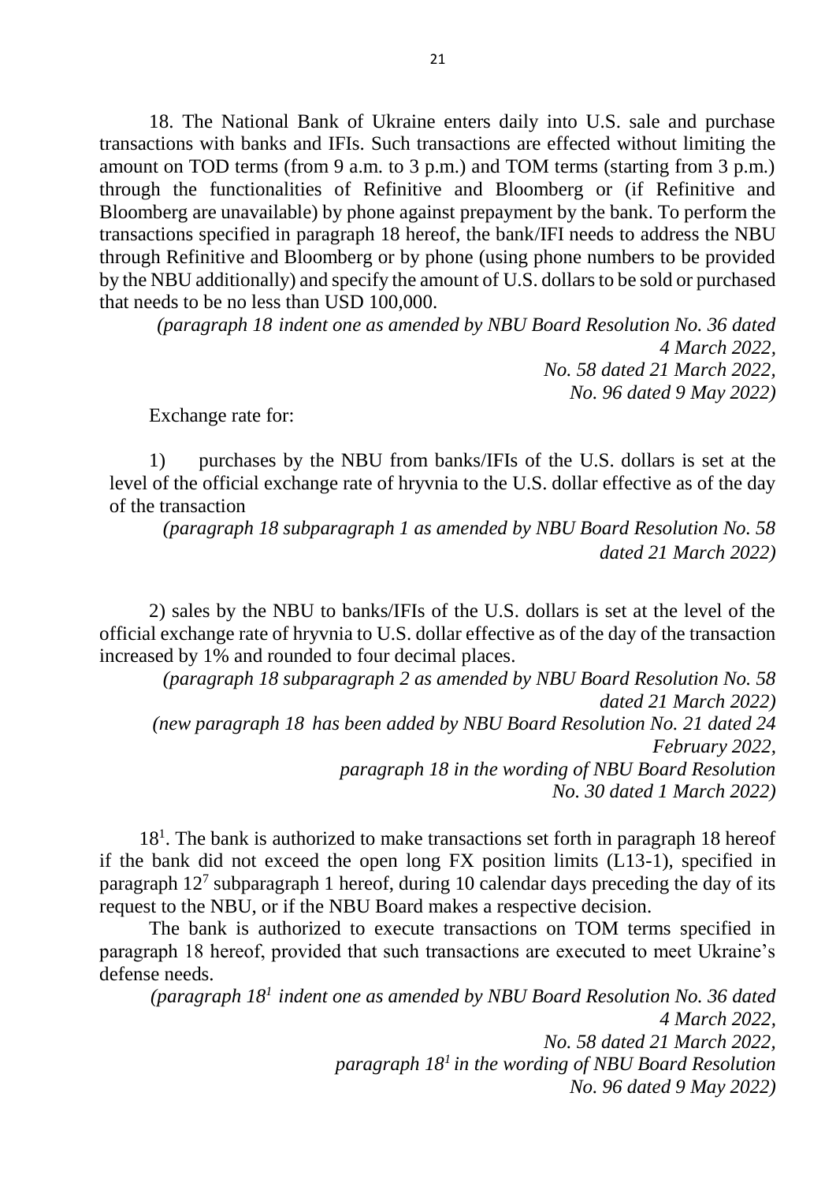18. The National Bank of Ukraine enters daily into U.S. sale and purchase transactions with banks and IFIs. Such transactions are effected without limiting the amount on TOD terms (from 9 a.m. to 3 p.m.) and TOM terms (starting from 3 p.m.) through the functionalities of Refinitive and Bloomberg or (if Refinitive and Bloomberg are unavailable) by phone against prepayment by the bank. To perform the transactions specified in paragraph 18 hereof, the bank/IFI needs to address the NBU through Refinitive and Bloomberg or by phone (using phone numbers to be provided by the NBU additionally) and specify the amount of U.S. dollars to be sold or purchased that needs to be no less than USD 100,000.

*(paragraph 18 indent one as amended by NBU Board Resolution No. 36 dated 4 March 2022,*
*No. 58 dated 21 March 2022,*
*No. 96 dated 9 May 2022)*

Exchange rate for:

1) purchases by the NBU from banks/IFIs of the U.S. dollars is set at the level of the official exchange rate of hryvnia to the U.S. dollar effective as of the day of the transaction

*(paragraph 18 subparagraph 1 as amended by NBU Board Resolution No. 58 dated 21 March 2022)*

2) sales by the NBU to banks/IFIs of the U.S. dollars is set at the level of the official exchange rate of hryvnia to U.S. dollar effective as of the day of the transaction increased by 1% and rounded to four decimal places.

*(paragraph 18 subparagraph 2 as amended by NBU Board Resolution No. 58 dated 21 March 2022)*
*(new paragraph 18 has been added by NBU Board Resolution No. 21 dated 24 February 2022,*
*paragraph 18 in the wording of NBU Board Resolution No. 30 dated 1 March 2022)*

18[1]. The bank is authorized to make transactions set forth in paragraph 18 hereof if the bank did not exceed the open long FX position limits (L13-1), specified in paragraph 12[7] subparagraph 1 hereof, during 10 calendar days preceding the day of its request to the NBU, or if the NBU Board makes a respective decision.

The bank is authorized to execute transactions on TOM terms specified in paragraph 18 hereof, provided that such transactions are executed to meet Ukraine's defense needs.

*(paragraph 18[1] indent one as amended by NBU Board Resolution No. 36 dated 4 March 2022,*
*No. 58 dated 21 March 2022,*
*paragraph 18[1] in the wording of NBU Board Resolution No. 96 dated 9 May 2022)*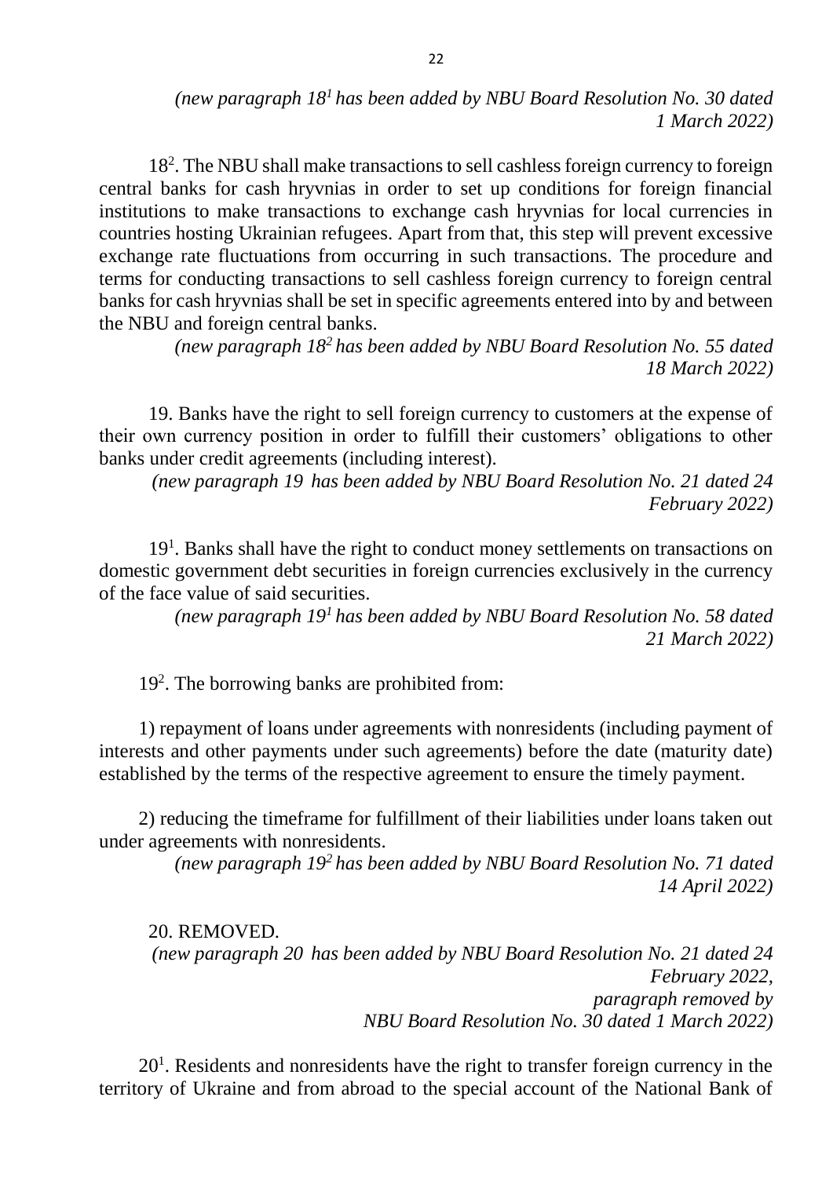*(new paragraph 18[1] has been added by NBU Board Resolution No. 30 dated 1 March 2022)*

18[2]. The NBU shall make transactions to sell cashless foreign currency to foreign central banks for cash hryvnias in order to set up conditions for foreign financial institutions to make transactions to exchange cash hryvnias for local currencies in countries hosting Ukrainian refugees. Apart from that, this step will prevent excessive exchange rate fluctuations from occurring in such transactions. The procedure and terms for conducting transactions to sell cashless foreign currency to foreign central banks for cash hryvnias shall be set in specific agreements entered into by and between the NBU and foreign central banks.

*(new paragraph 18[2] has been added by NBU Board Resolution No. 55 dated 18 March 2022)*

19. Banks have the right to sell foreign currency to customers at the expense of their own currency position in order to fulfill their customers' obligations to other banks under credit agreements (including interest).

*(new paragraph 19 has been added by NBU Board Resolution No. 21 dated 24 February 2022)*

19[1]. Banks shall have the right to conduct money settlements on transactions on domestic government debt securities in foreign currencies exclusively in the currency of the face value of said securities.

*(new paragraph 19[1] has been added by NBU Board Resolution No. 58 dated 21 March 2022)*

19[2]. The borrowing banks are prohibited from:

1) repayment of loans under agreements with nonresidents (including payment of interests and other payments under such agreements) before the date (maturity date) established by the terms of the respective agreement to ensure the timely payment.

2) reducing the timeframe for fulfillment of their liabilities under loans taken out under agreements with nonresidents.

*(new paragraph 19[2] has been added by NBU Board Resolution No. 71 dated 14 April 2022)*

20. REMOVED.

*(new paragraph 20 has been added by NBU Board Resolution No. 21 dated 24 February 2022, paragraph removed by NBU Board Resolution No. 30 dated 1 March 2022)*

20[1]. Residents and nonresidents have the right to transfer foreign currency in the territory of Ukraine and from abroad to the special account of the National Bank of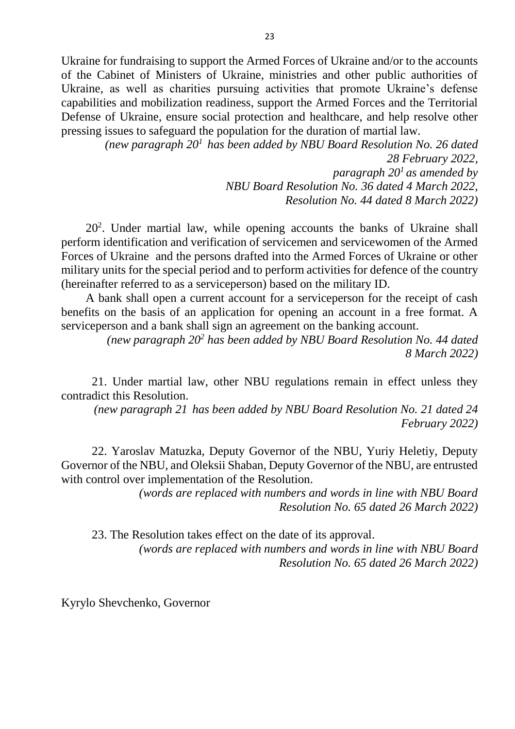Ukraine for fundraising to support the Armed Forces of Ukraine and/or to the accounts of the Cabinet of Ministers of Ukraine, ministries and other public authorities of Ukraine, as well as charities pursuing activities that promote Ukraine's defense capabilities and mobilization readiness, support the Armed Forces and the Territorial Defense of Ukraine, ensure social protection and healthcare, and help resolve other pressing issues to safeguard the population for the duration of martial law.

*(new paragraph $20^1$ has been added by NBU Board Resolution No. 26 dated 28 February 2022, paragraph $20^1$ as amended by NBU Board Resolution No. 36 dated 4 March 2022, Resolution No. 44 dated 8 March 2022)*

$20^2$. Under martial law, while opening accounts the banks of Ukraine shall perform identification and verification of servicemen and servicewomen of the Armed Forces of Ukraine and the persons drafted into the Armed Forces of Ukraine or other military units for the special period and to perform activities for defence of the country (hereinafter referred to as a serviceperson) based on the military ID.

A bank shall open a current account for a serviceperson for the receipt of cash benefits on the basis of an application for opening an account in a free format. A serviceperson and a bank shall sign an agreement on the banking account.

*(new paragraph $20^2$ has been added by NBU Board Resolution No. 44 dated 8 March 2022)*

21. Under martial law, other NBU regulations remain in effect unless they contradict this Resolution.

*(new paragraph 21 has been added by NBU Board Resolution No. 21 dated 24 February 2022)*

22. Yaroslav Matuzka, Deputy Governor of the NBU, Yuriy Heletiy, Deputy Governor of the NBU, and Oleksii Shaban, Deputy Governor of the NBU, are entrusted with control over implementation of the Resolution.

*(words are replaced with numbers and words in line with NBU Board Resolution No. 65 dated 26 March 2022)*

23. The Resolution takes effect on the date of its approval.

*(words are replaced with numbers and words in line with NBU Board Resolution No. 65 dated 26 March 2022)*

Kyrylo Shevchenko, Governor